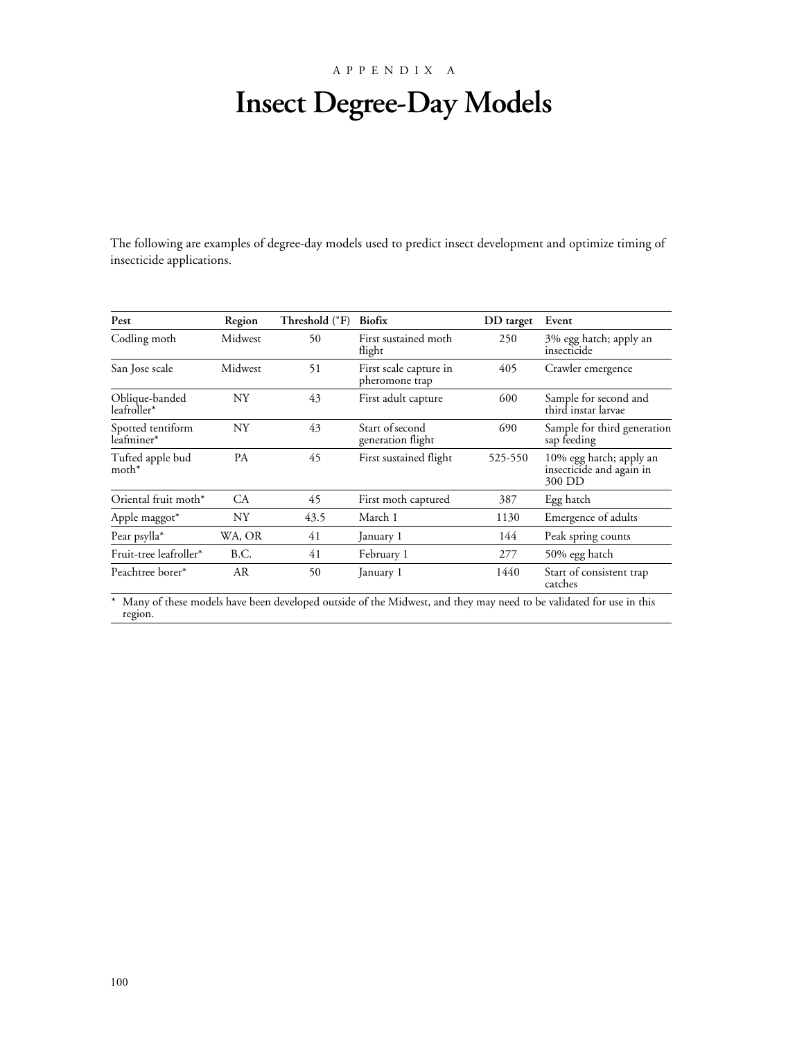APPENDIX A

# Insect Degree-Day Models

The following are examples of degree-day models used to predict insect development and optimize timing of insecticide applications.

| Pest | Region | Threshold (°F) | Biofix | DD target | Event |
|---|---|---|---|---|---|
| Codling moth | Midwest | 50 | First sustained moth flight | 250 | 3% egg hatch; apply an insecticide |
| San Jose scale | Midwest | 51 | First scale capture in pheromone trap | 405 | Crawler emergence |
| Oblique-banded leafroller* | NY | 43 | First adult capture | 600 | Sample for second and third instar larvae |
| Spotted tentiform leafminer* | NY | 43 | Start of second generation flight | 690 | Sample for third generation sap feeding |
| Tufted apple bud moth* | PA | 45 | First sustained flight | 525-550 | 10% egg hatch; apply an insecticide and again in 300 DD |
| Oriental fruit moth* | CA | 45 | First moth captured | 387 | Egg hatch |
| Apple maggot* | NY | 43.5 | March 1 | 1130 | Emergence of adults |
| Pear psylla* | WA, OR | 41 | January 1 | 144 | Peak spring counts |
| Fruit-tree leafroller* | B.C. | 41 | February 1 | 277 | 50% egg hatch |
| Peachtree borer* | AR | 50 | January 1 | 1440 | Start of consistent trap catches |

\* Many of these models have been developed outside of the Midwest, and they may need to be validated for use in this region.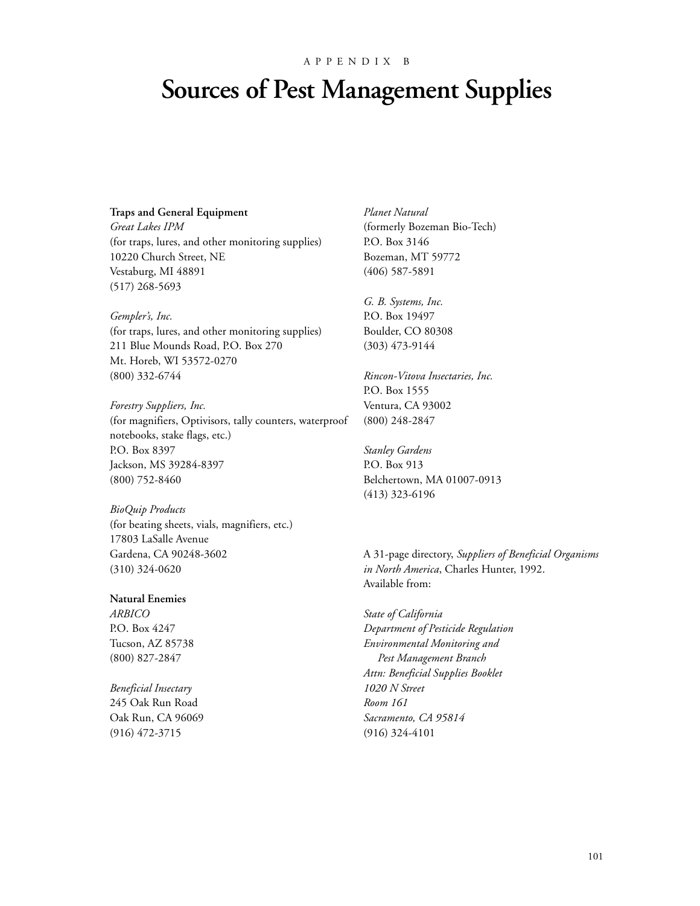APPENDIX B

# Sources of Pest Management Supplies

**Traps and General Equipment**

*Great Lakes IPM*
(for traps, lures, and other monitoring supplies)
10220 Church Street, NE
Vestaburg, MI 48891
(517) 268-5693

*Gempler's, Inc.*
(for traps, lures, and other monitoring supplies)
211 Blue Mounds Road, P.O. Box 270
Mt. Horeb, WI 53572-0270
(800) 332-6744

*Forestry Suppliers, Inc.*
(for magnifiers, Optivisors, tally counters, waterproof notebooks, stake flags, etc.)
P.O. Box 8397
Jackson, MS 39284-8397
(800) 752-8460

*BioQuip Products*
(for beating sheets, vials, magnifiers, etc.)
17803 LaSalle Avenue
Gardena, CA 90248-3602
(310) 324-0620

**Natural Enemies**

*ARBICO*
P.O. Box 4247
Tucson, AZ 85738
(800) 827-2847

*Beneficial Insectary*
245 Oak Run Road
Oak Run, CA 96069
(916) 472-3715

*Planet Natural*
(formerly Bozeman Bio-Tech)
P.O. Box 3146
Bozeman, MT 59772
(406) 587-5891

*G. B. Systems, Inc.*
P.O. Box 19497
Boulder, CO 80308
(303) 473-9144

*Rincon-Vitova Insectaries, Inc.*
P.O. Box 1555
Ventura, CA 93002
(800) 248-2847

*Stanley Gardens*
P.O. Box 913
Belchertown, MA 01007-0913
(413) 323-6196

A 31-page directory, *Suppliers of Beneficial Organisms in North America*, Charles Hunter, 1992.
Available from:

*State of California*
*Department of Pesticide Regulation*
*Environmental Monitoring and Pest Management Branch*
*Attn: Beneficial Supplies Booklet*
*1020 N Street*
*Room 161*
*Sacramento, CA 95814*
(916) 324-4101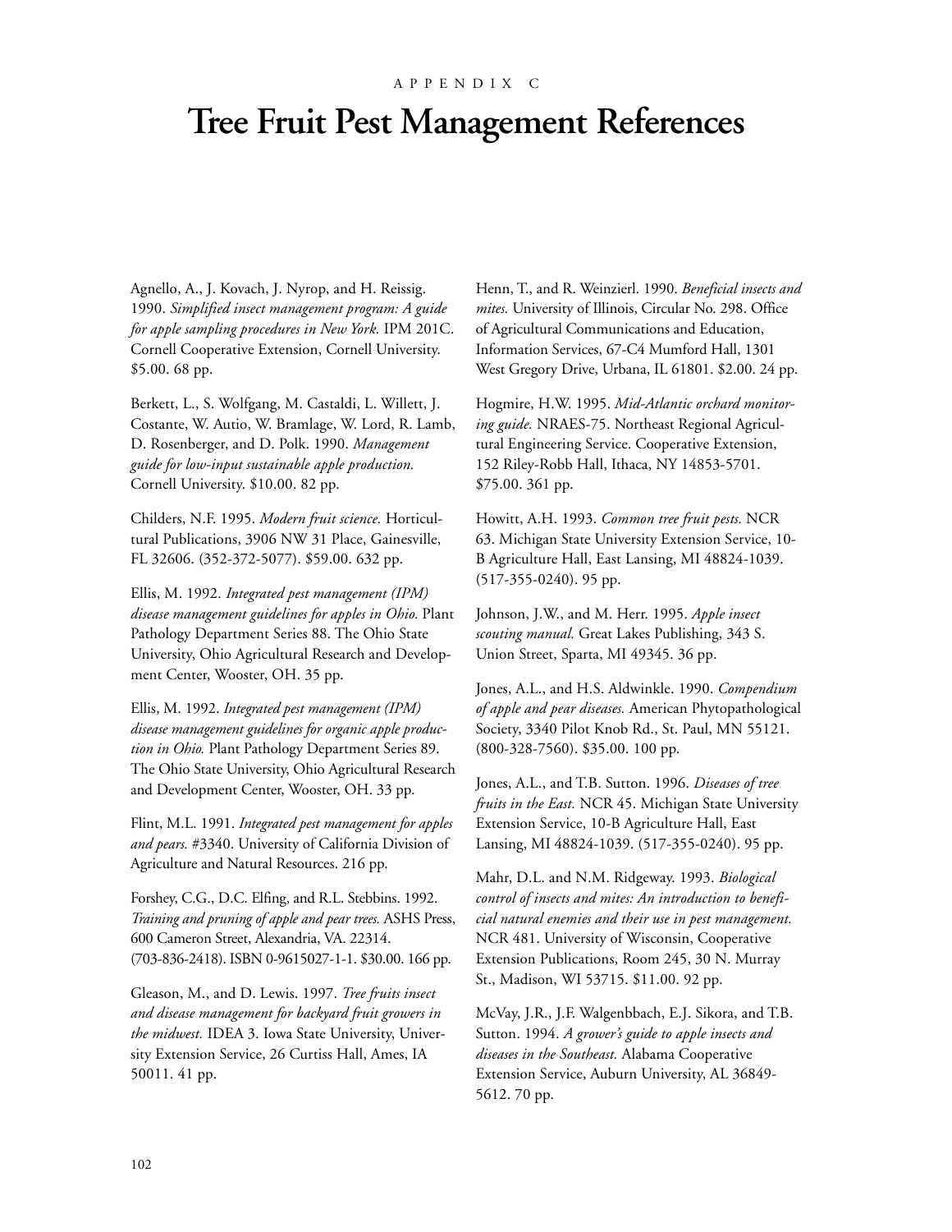APPENDIX C

# Tree Fruit Pest Management References

Agnello, A., J. Kovach, J. Nyrop, and H. Reissig. 1990. *Simplified insect management program: A guide for apple sampling procedures in New York.* IPM 201C. Cornell Cooperative Extension, Cornell University. $5.00. 68 pp.

Berkett, L., S. Wolfgang, M. Castaldi, L. Willett, J. Costante, W. Autio, W. Bramlage, W. Lord, R. Lamb, D. Rosenberger, and D. Polk. 1990. *Management guide for low-input sustainable apple production.* Cornell University. $10.00. 82 pp.

Childers, N.F. 1995. *Modern fruit science.* Horticultural Publications, 3906 NW 31 Place, Gainesville, FL 32606. (352-372-5077). $59.00. 632 pp.

Ellis, M. 1992. *Integrated pest management (IPM) disease management guidelines for apples in Ohio.* Plant Pathology Department Series 88. The Ohio State University, Ohio Agricultural Research and Development Center, Wooster, OH. 35 pp.

Ellis, M. 1992. *Integrated pest management (IPM) disease management guidelines for organic apple production in Ohio.* Plant Pathology Department Series 89. The Ohio State University, Ohio Agricultural Research and Development Center, Wooster, OH. 33 pp.

Flint, M.L. 1991. *Integrated pest management for apples and pears.* #3340. University of California Division of Agriculture and Natural Resources. 216 pp.

Forshey, C.G., D.C. Elfing, and R.L. Stebbins. 1992. *Training and pruning of apple and pear trees.* ASHS Press, 600 Cameron Street, Alexandria, VA. 22314. (703-836-2418). ISBN 0-9615027-1-1. $30.00. 166 pp.

Gleason, M., and D. Lewis. 1997. *Tree fruits insect and disease management for backyard fruit growers in the midwest.* IDEA 3. Iowa State University, University Extension Service, 26 Curtiss Hall, Ames, IA 50011. 41 pp.

Henn, T., and R. Weinzierl. 1990. *Beneficial insects and mites.* University of Illinois, Circular No. 298. Office of Agricultural Communications and Education, Information Services, 67-C4 Mumford Hall, 1301 West Gregory Drive, Urbana, IL 61801. $2.00. 24 pp.

Hogmire, H.W. 1995. *Mid-Atlantic orchard monitoring guide.* NRAES-75. Northeast Regional Agricultural Engineering Service. Cooperative Extension, 152 Riley-Robb Hall, Ithaca, NY 14853-5701. $75.00. 361 pp.

Howitt, A.H. 1993. *Common tree fruit pests.* NCR 63. Michigan State University Extension Service, 10-B Agriculture Hall, East Lansing, MI 48824-1039. (517-355-0240). 95 pp.

Johnson, J.W., and M. Herr. 1995. *Apple insect scouting manual.* Great Lakes Publishing, 343 S. Union Street, Sparta, MI 49345. 36 pp.

Jones, A.L., and H.S. Aldwinkle. 1990. *Compendium of apple and pear diseases.* American Phytopathological Society, 3340 Pilot Knob Rd., St. Paul, MN 55121. (800-328-7560). $35.00. 100 pp.

Jones, A.L., and T.B. Sutton. 1996. *Diseases of tree fruits in the East.* NCR 45. Michigan State University Extension Service, 10-B Agriculture Hall, East Lansing, MI 48824-1039. (517-355-0240). 95 pp.

Mahr, D.L. and N.M. Ridgeway. 1993. *Biological control of insects and mites: An introduction to beneficial natural enemies and their use in pest management.* NCR 481. University of Wisconsin, Cooperative Extension Publications, Room 245, 30 N. Murray St., Madison, WI 53715. $11.00. 92 pp.

McVay, J.R., J.F. Walgenbbach, E.J. Sikora, and T.B. Sutton. 1994. *A grower's guide to apple insects and diseases in the Southeast.* Alabama Cooperative Extension Service, Auburn University, AL 36849-5612. 70 pp.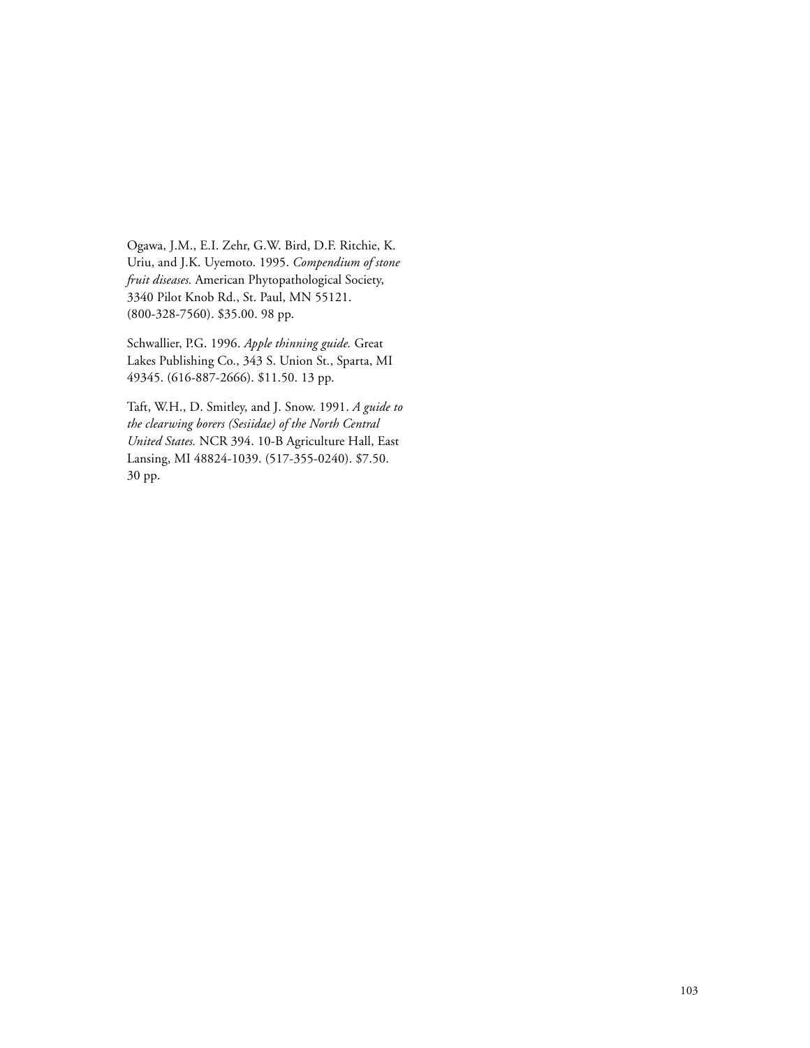Ogawa, J.M., E.I. Zehr, G.W. Bird, D.F. Ritchie, K. Uriu, and J.K. Uyemoto. 1995. *Compendium of stone fruit diseases.* American Phytopathological Society, 3340 Pilot Knob Rd., St. Paul, MN 55121. (800-328-7560). $35.00. 98 pp.

Schwallier, P.G. 1996. *Apple thinning guide.* Great Lakes Publishing Co., 343 S. Union St., Sparta, MI 49345. (616-887-2666). $11.50. 13 pp.

Taft, W.H., D. Smitley, and J. Snow. 1991. *A guide to the clearwing borers (Sesiidae) of the North Central United States.* NCR 394. 10-B Agriculture Hall, East Lansing, MI 48824-1039. (517-355-0240). $7.50. 30 pp.